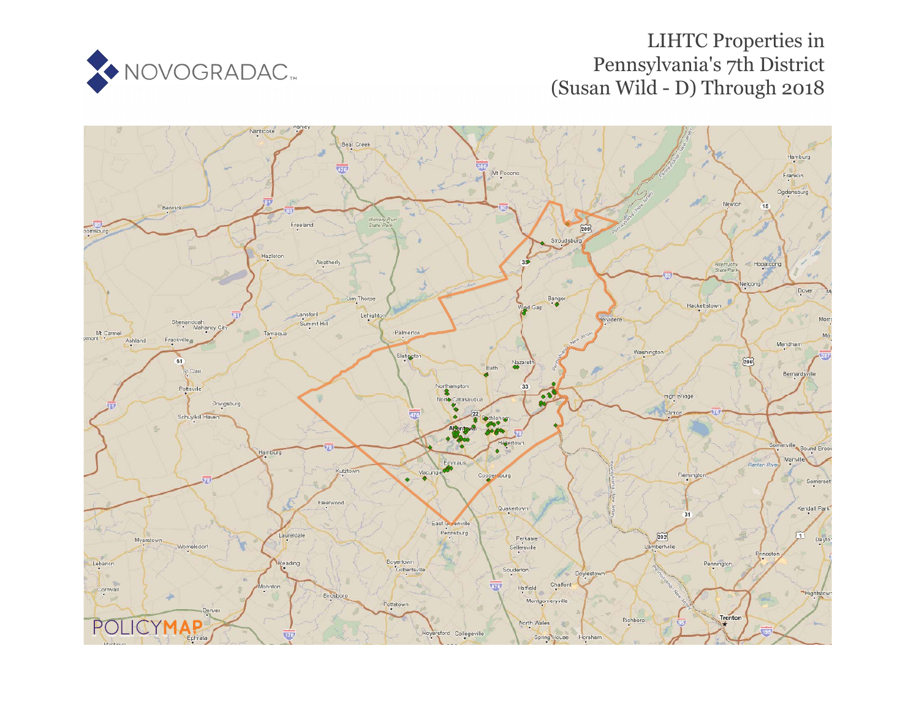# LIHTC Properties in Pennsylvania's 7th District (Susan Wild - D) Through 2018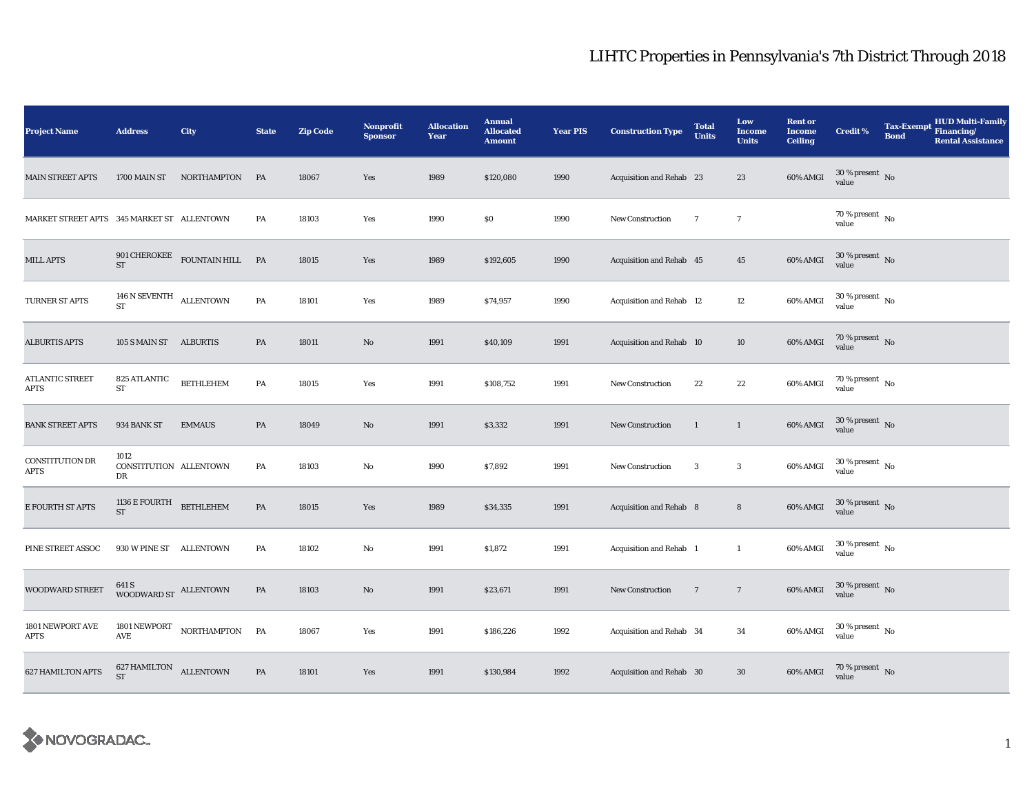# LIHTC Properties in Pennsylvania's 7th District Through 2018

| Project Name | Address | City | State | Zip Code | Nonprofit Sponsor | Allocation Year | Annual Allocated Amount | Year PIS | Construction Type | Total Units | Low Income Units | Rent or Income Ceiling | Credit % | Tax-Exempt Bond | HUD Multi-Family Financing/ Rental Assistance |
|---|---|---|---|---|---|---|---|---|---|---|---|---|---|---|---|
| MAIN STREET APTS | 1700 MAIN ST | NORTHAMPTON | PA | 18067 | Yes | 1989 | $120,080 | 1990 | Acquisition and Rehab | 23 | 23 | 60% AMGI | 30 % present value | No | |
| MARKET STREET APTS | 345 MARKET ST | ALLENTOWN | PA | 18103 | Yes | 1990 | $0 | 1990 | New Construction | 7 | 7 | | 70 % present value | No | |
| MILL APTS | 901 CHEROKEE ST | FOUNTAIN HILL | PA | 18015 | Yes | 1989 | $192,605 | 1990 | Acquisition and Rehab | 45 | 45 | 60% AMGI | 30 % present value | No | |
| TURNER ST APTS | 146 N SEVENTH ST | ALLENTOWN | PA | 18101 | Yes | 1989 | $74,957 | 1990 | Acquisition and Rehab | 12 | 12 | 60% AMGI | 30 % present value | No | |
| ALBURTIS APTS | 105 S MAIN ST | ALBURTIS | PA | 18011 | No | 1991 | $40,109 | 1991 | Acquisition and Rehab | 10 | 10 | 60% AMGI | 70 % present value | No | |
| ATLANTIC STREET APTS | 825 ATLANTIC ST | BETHLEHEM | PA | 18015 | Yes | 1991 | $108,752 | 1991 | New Construction | 22 | 22 | 60% AMGI | 70 % present value | No | |
| BANK STREET APTS | 934 BANK ST | EMMAUS | PA | 18049 | No | 1991 | $3,332 | 1991 | New Construction | 1 | 1 | 60% AMGI | 30 % present value | No | |
| CONSTITUTION DR APTS | 1012 CONSTITUTION DR | ALLENTOWN | PA | 18103 | No | 1990 | $7,892 | 1991 | New Construction | 3 | 3 | 60% AMGI | 30 % present value | No | |
| E FOURTH ST APTS | 1136 E FOURTH ST | BETHLEHEM | PA | 18015 | Yes | 1989 | $34,335 | 1991 | Acquisition and Rehab | 8 | 8 | 60% AMGI | 30 % present value | No | |
| PINE STREET ASSOC | 930 W PINE ST | ALLENTOWN | PA | 18102 | No | 1991 | $1,872 | 1991 | Acquisition and Rehab | 1 | 1 | 60% AMGI | 30 % present value | No | |
| WOODWARD STREET | 641 S WOODWARD ST | ALLENTOWN | PA | 18103 | No | 1991 | $23,671 | 1991 | New Construction | 7 | 7 | 60% AMGI | 30 % present value | No | |
| 1801 NEWPORT AVE APTS | 1801 NEWPORT AVE | NORTHAMPTON | PA | 18067 | Yes | 1991 | $186,226 | 1992 | Acquisition and Rehab | 34 | 34 | 60% AMGI | 30 % present value | No | |
| 627 HAMILTON APTS | 627 HAMILTON ST | ALLENTOWN | PA | 18101 | Yes | 1991 | $130,984 | 1992 | Acquisition and Rehab | 30 | 30 | 60% AMGI | 70 % present value | No | |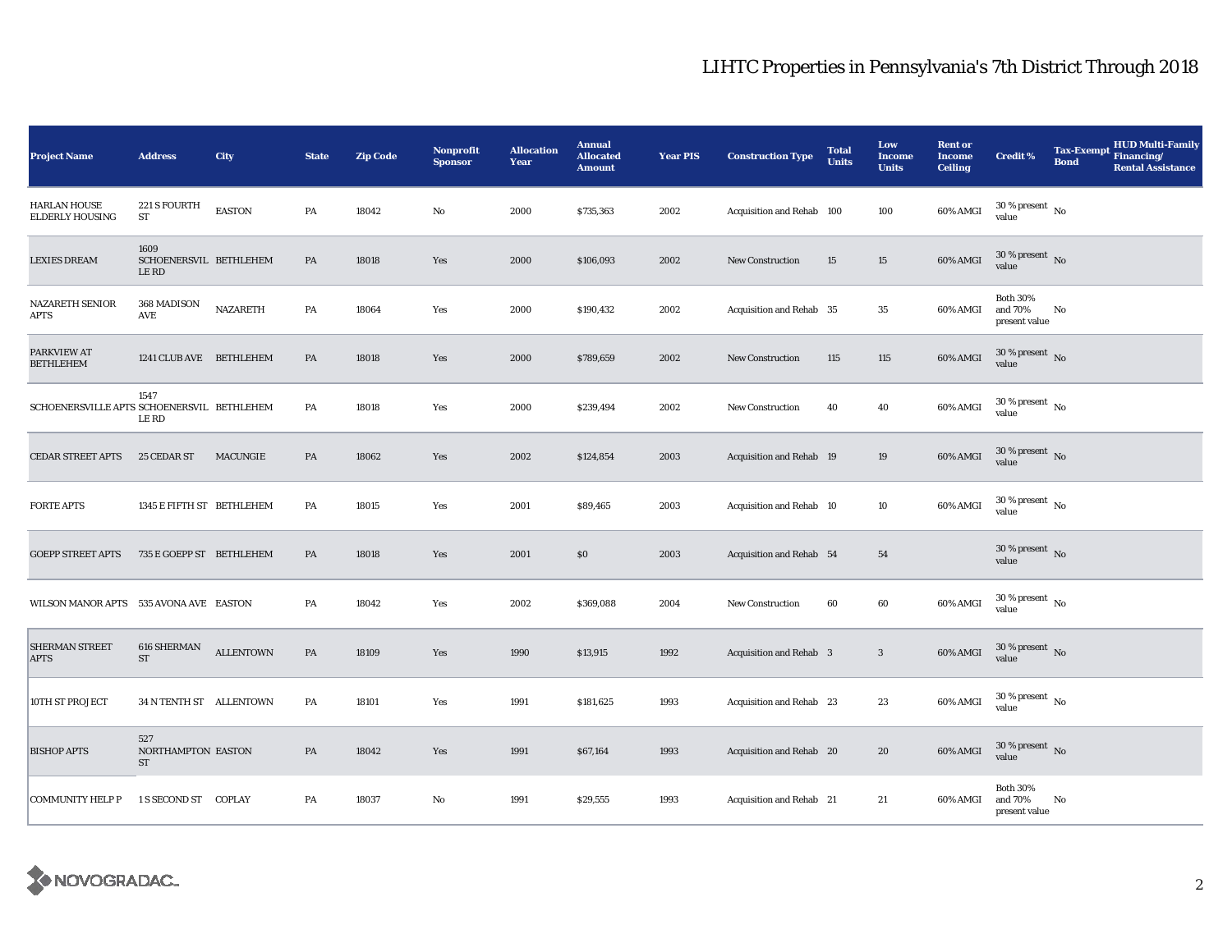# LIHTC Properties in Pennsylvania's 7th District Through 2018

| Project Name | Address | City | State | Zip Code | Nonprofit Sponsor | Allocation Year | Annual Allocated Amount | Year PIS | Construction Type | Total Units | Low Income Units | Rent or Income Ceiling | Credit % | Tax-Exempt Bond | HUD Multi-Family Financing/ Rental Assistance |
|---|---|---|---|---|---|---|---|---|---|---|---|---|---|---|---|
| HARLAN HOUSE ELDERLY HOUSING | 221 S FOURTH ST | EASTON | PA | 18042 | No | 2000 | $735,363 | 2002 | Acquisition and Rehab | 100 | 100 | 60% AMGI | 30 % present value | No | |
| LEXIES DREAM | 1609 SCHOENERSVILLE RD | BETHLEHEM | PA | 18018 | Yes | 2000 | $106,093 | 2002 | New Construction | 15 | 15 | 60% AMGI | 30 % present value | No | |
| NAZARETH SENIOR APTS | 368 MADISON AVE | NAZARETH | PA | 18064 | Yes | 2000 | $190,432 | 2002 | Acquisition and Rehab | 35 | 35 | 60% AMGI | Both 30% and 70% present value | No | |
| PARKVIEW AT BETHLEHEM | 1241 CLUB AVE | BETHLEHEM | PA | 18018 | Yes | 2000 | $789,659 | 2002 | New Construction | 115 | 115 | 60% AMGI | 30 % present value | No | |
| SCHOENERSVILLE APTS | 1547 SCHOENERSVILLE RD | BETHLEHEM | PA | 18018 | Yes | 2000 | $239,494 | 2002 | New Construction | 40 | 40 | 60% AMGI | 30 % present value | No | |
| CEDAR STREET APTS | 25 CEDAR ST | MACUNGIE | PA | 18062 | Yes | 2002 | $124,854 | 2003 | Acquisition and Rehab | 19 | 19 | 60% AMGI | 30 % present value | No | |
| FORTE APTS | 1345 E FIFTH ST | BETHLEHEM | PA | 18015 | Yes | 2001 | $89,465 | 2003 | Acquisition and Rehab | 10 | 10 | 60% AMGI | 30 % present value | No | |
| GOEPP STREET APTS | 735 E GOEPP ST | BETHLEHEM | PA | 18018 | Yes | 2001 | $0 | 2003 | Acquisition and Rehab | 54 | 54 | | 30 % present value | No | |
| WILSON MANOR APTS | 535 AVONA AVE | EASTON | PA | 18042 | Yes | 2002 | $369,088 | 2004 | New Construction | 60 | 60 | 60% AMGI | 30 % present value | No | |
| SHERMAN STREET APTS | 616 SHERMAN ST | ALLENTOWN | PA | 18109 | Yes | 1990 | $13,915 | 1992 | Acquisition and Rehab | 3 | 3 | 60% AMGI | 30 % present value | No | |
| 10TH ST PROJECT | 34 N TENTH ST | ALLENTOWN | PA | 18101 | Yes | 1991 | $181,625 | 1993 | Acquisition and Rehab | 23 | 23 | 60% AMGI | 30 % present value | No | |
| BISHOP APTS | 527 NORTHAMPTON ST | EASTON | PA | 18042 | Yes | 1991 | $67,164 | 1993 | Acquisition and Rehab | 20 | 20 | 60% AMGI | 30 % present value | No | |
| COMMUNITY HELP P | 1 S SECOND ST | COPLAY | PA | 18037 | No | 1991 | $29,555 | 1993 | Acquisition and Rehab | 21 | 21 | 60% AMGI | Both 30% and 70% present value | No | |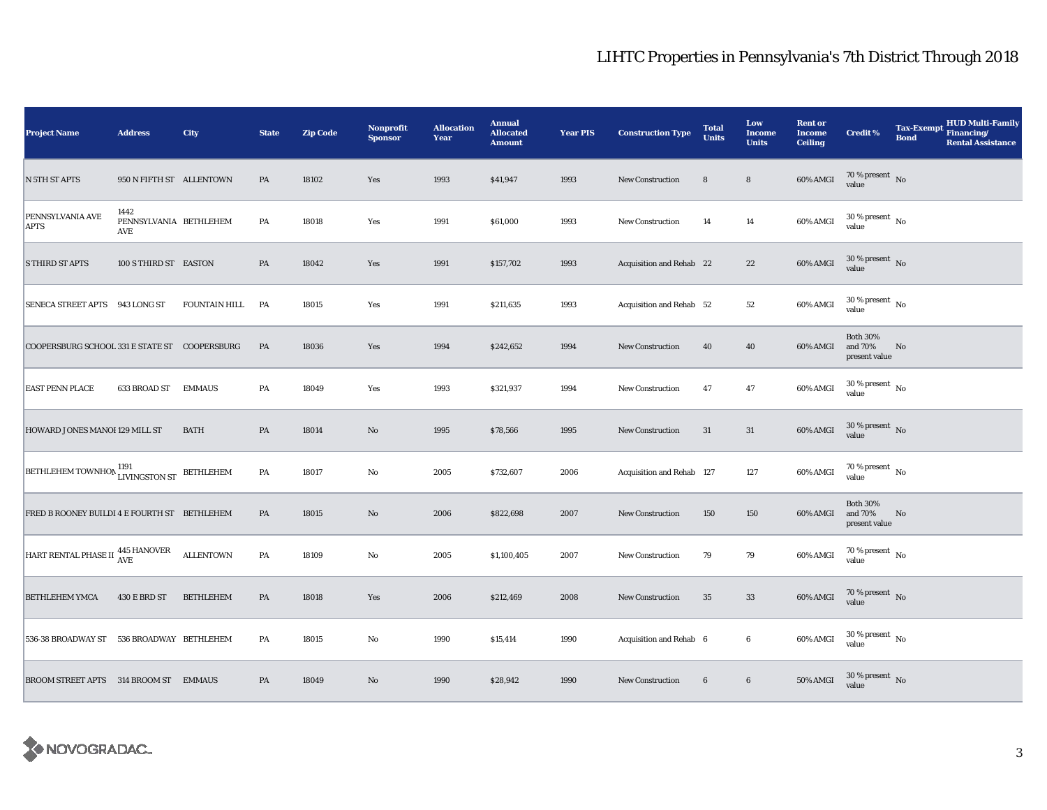# LIHTC Properties in Pennsylvania's 7th District Through 2018

| Project Name | Address | City | State | Zip Code | Nonprofit Sponsor | Allocation Year | Annual Allocated Amount | Year PIS | Construction Type | Total Units | Low Income Units | Rent or Income Ceiling | Credit % | Tax-Exempt Bond | HUD Multi-Family Financing/ Rental Assistance |
|---|---|---|---|---|---|---|---|---|---|---|---|---|---|---|---|
| N 5TH ST APTS | 950 N FIFTH ST | ALLENTOWN | PA | 18102 | Yes | 1993 | $41,947 | 1993 | New Construction | 8 | 8 | 60% AMGI | 70 % present value | No | |
| PENNSYLVANIA AVE APTS | 1442 PENNSYLVANIA AVE | BETHLEHEM | PA | 18018 | Yes | 1991 | $61,000 | 1993 | New Construction | 14 | 14 | 60% AMGI | 30 % present value | No | |
| S THIRD ST APTS | 100 S THIRD ST | EASTON | PA | 18042 | Yes | 1991 | $157,702 | 1993 | Acquisition and Rehab | 22 | 22 | 60% AMGI | 30 % present value | No | |
| SENECA STREET APTS | 943 LONG ST | FOUNTAIN HILL | PA | 18015 | Yes | 1991 | $211,635 | 1993 | Acquisition and Rehab | 52 | 52 | 60% AMGI | 30 % present value | No | |
| COOPERSBURG SCHOOL | 331 E STATE ST | COOPERSBURG | PA | 18036 | Yes | 1994 | $242,652 | 1994 | New Construction | 40 | 40 | 60% AMGI | Both 30% and 70% present value | No | |
| EAST PENN PLACE | 633 BROAD ST | EMMAUS | PA | 18049 | Yes | 1993 | $321,937 | 1994 | New Construction | 47 | 47 | 60% AMGI | 30 % present value | No | |
| HOWARD JONES MANOI | 129 MILL ST | BATH | PA | 18014 | No | 1995 | $78,566 | 1995 | New Construction | 31 | 31 | 60% AMGI | 30 % present value | No | |
| BETHLEHEM TOWNHOM | 1191 LIVINGSTON ST | BETHLEHEM | PA | 18017 | No | 2005 | $732,607 | 2006 | Acquisition and Rehab | 127 | 127 | 60% AMGI | 70 % present value | No | |
| FRED B ROONEY BUILDI | 4 E FOURTH ST | BETHLEHEM | PA | 18015 | No | 2006 | $822,698 | 2007 | New Construction | 150 | 150 | 60% AMGI | Both 30% and 70% present value | No | |
| HART RENTAL PHASE II | 445 HANOVER AVE | ALLENTOWN | PA | 18109 | No | 2005 | $1,100,405 | 2007 | New Construction | 79 | 79 | 60% AMGI | 70 % present value | No | |
| BETHLEHEM YMCA | 430 E BRD ST | BETHLEHEM | PA | 18018 | Yes | 2006 | $212,469 | 2008 | New Construction | 35 | 33 | 60% AMGI | 70 % present value | No | |
| 536-38 BROADWAY ST | 536 BROADWAY | BETHLEHEM | PA | 18015 | No | 1990 | $15,414 | 1990 | Acquisition and Rehab | 6 | 6 | 60% AMGI | 30 % present value | No | |
| BROOM STREET APTS | 314 BROOM ST | EMMAUS | PA | 18049 | No | 1990 | $28,942 | 1990 | New Construction | 6 | 6 | 50% AMGI | 30 % present value | No | |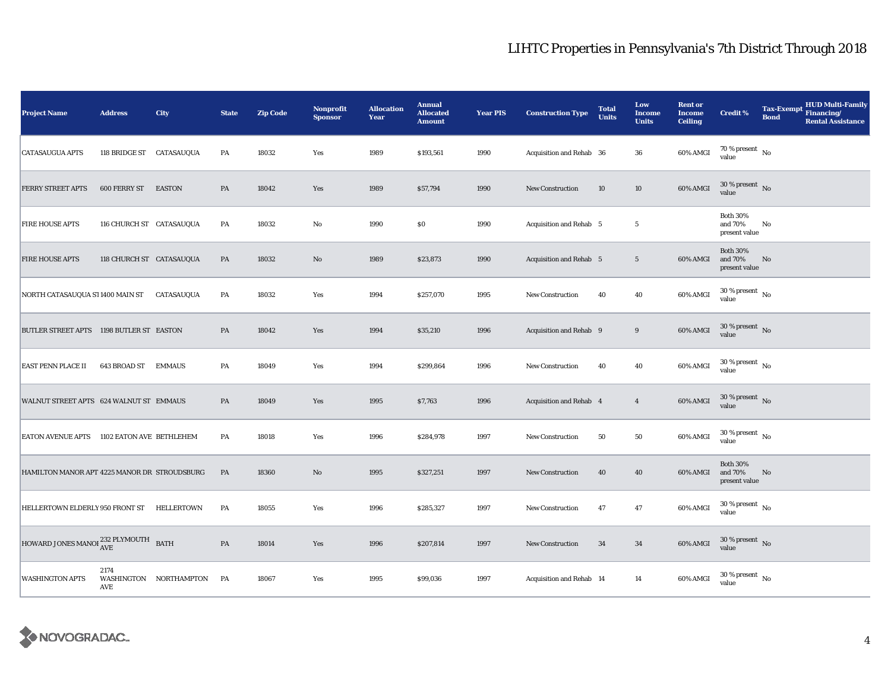# LIHTC Properties in Pennsylvania's 7th District Through 2018

| Project Name | Address | City | State | Zip Code | Nonprofit Sponsor | Allocation Year | Annual Allocated Amount | Year PIS | Construction Type | Total Units | Low Income Units | Rent or Income Ceiling | Credit % | Tax-Exempt Bond | HUD Multi-Family Financing/ Rental Assistance |
|---|---|---|---|---|---|---|---|---|---|---|---|---|---|---|---|
| CATASAUGUA APTS | 118 BRIDGE ST | CATASAUQUA | PA | 18032 | Yes | 1989 | $193,561 | 1990 | Acquisition and Rehab | 36 | 36 | 60% AMGI | 70 % present value | No | |
| FERRY STREET APTS | 600 FERRY ST | EASTON | PA | 18042 | Yes | 1989 | $57,794 | 1990 | New Construction | 10 | 10 | 60% AMGI | 30 % present value | No | |
| FIRE HOUSE APTS | 116 CHURCH ST | CATASAUQUA | PA | 18032 | No | 1990 | $0 | 1990 | Acquisition and Rehab | 5 | 5 | | Both 30% and 70% present value | No | |
| FIRE HOUSE APTS | 118 CHURCH ST | CATASAUQUA | PA | 18032 | No | 1989 | $23,873 | 1990 | Acquisition and Rehab | 5 | 5 | 60% AMGI | Both 30% and 70% present value | No | |
| NORTH CATASAUQUA ST | 1400 MAIN ST | CATASAUQUA | PA | 18032 | Yes | 1994 | $257,070 | 1995 | New Construction | 40 | 40 | 60% AMGI | 30 % present value | No | |
| BUTLER STREET APTS | 1198 BUTLER ST | EASTON | PA | 18042 | Yes | 1994 | $35,210 | 1996 | Acquisition and Rehab | 9 | 9 | 60% AMGI | 30 % present value | No | |
| EAST PENN PLACE II | 643 BROAD ST | EMMAUS | PA | 18049 | Yes | 1994 | $299,864 | 1996 | New Construction | 40 | 40 | 60% AMGI | 30 % present value | No | |
| WALNUT STREET APTS | 624 WALNUT ST | EMMAUS | PA | 18049 | Yes | 1995 | $7,763 | 1996 | Acquisition and Rehab | 4 | 4 | 60% AMGI | 30 % present value | No | |
| EATON AVENUE APTS | 1102 EATON AVE | BETHLEHEM | PA | 18018 | Yes | 1996 | $284,978 | 1997 | New Construction | 50 | 50 | 60% AMGI | 30 % present value | No | |
| HAMILTON MANOR APT | 4225 MANOR DR | STROUDSBURG | PA | 18360 | No | 1995 | $327,251 | 1997 | New Construction | 40 | 40 | 60% AMGI | Both 30% and 70% present value | No | |
| HELLERTOWN ELDERLY | 950 FRONT ST | HELLERTOWN | PA | 18055 | Yes | 1996 | $285,327 | 1997 | New Construction | 47 | 47 | 60% AMGI | 30 % present value | No | |
| HOWARD JONES MANOI | 232 PLYMOUTH AVE | BATH | PA | 18014 | Yes | 1996 | $207,814 | 1997 | New Construction | 34 | 34 | 60% AMGI | 30 % present value | No | |
| WASHINGTON APTS | 2174 WASHINGTON AVE | NORTHAMPTON | PA | 18067 | Yes | 1995 | $99,036 | 1997 | Acquisition and Rehab | 14 | 14 | 60% AMGI | 30 % present value | No | |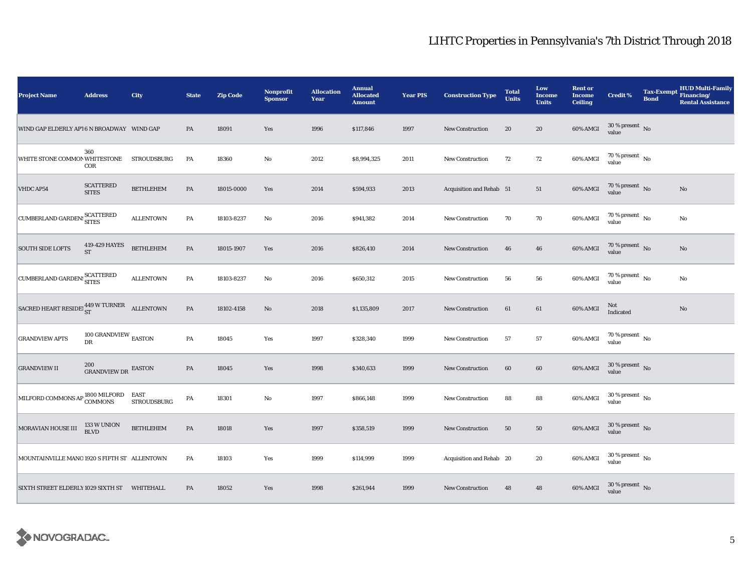# LIHTC Properties in Pennsylvania's 7th District Through 2018

| Project Name | Address | City | State | Zip Code | Nonprofit Sponsor | Allocation Year | Annual Allocated Amount | Year PIS | Construction Type | Total Units | Low Income Units | Rent or Income Ceiling | Credit % | Tax-Exempt Bond | HUD Multi-Family Financing/ Rental Assistance |
|---|---|---|---|---|---|---|---|---|---|---|---|---|---|---|---|
| WIND GAP ELDERLY APT | 6 N BROADWAY | WIND GAP | PA | 18091 | Yes | 1996 | $117,846 | 1997 | New Construction | 20 | 20 | 60% AMGI | 30 % present value | No | |
| WHITE STONE COMMON | 360 WHITESTONE COR | STROUDSBURG | PA | 18360 | No | 2012 | $8,994,325 | 2011 | New Construction | 72 | 72 | 60% AMGI | 70 % present value | No | |
| VHDC AP54 | SCATTERED SITES | BETHLEHEM | PA | 18015-0000 | Yes | 2014 | $594,933 | 2013 | Acquisition and Rehab | 51 | 51 | 60% AMGI | 70 % present value | No | No |
| CUMBERLAND GARDENS | SCATTERED SITES | ALLENTOWN | PA | 18103-8237 | No | 2016 | $941,382 | 2014 | New Construction | 70 | 70 | 60% AMGI | 70 % present value | No | No |
| SOUTH SIDE LOFTS | 419-429 HAYES ST | BETHLEHEM | PA | 18015-1907 | Yes | 2016 | $826,410 | 2014 | New Construction | 46 | 46 | 60% AMGI | 70 % present value | No | No |
| CUMBERLAND GARDENS | SCATTERED SITES | ALLENTOWN | PA | 18103-8237 | No | 2016 | $650,312 | 2015 | New Construction | 56 | 56 | 60% AMGI | 70 % present value | No | No |
| SACRED HEART RESIDEI | 449 W TURNER ST | ALLENTOWN | PA | 18102-4158 | No | 2018 | $1,135,809 | 2017 | New Construction | 61 | 61 | 60% AMGI | Not Indicated | | No |
| GRANDVIEW APTS | 100 GRANDVIEW DR | EASTON | PA | 18045 | Yes | 1997 | $328,340 | 1999 | New Construction | 57 | 57 | 60% AMGI | 70 % present value | No | |
| GRANDVIEW II | 200 GRANDVIEW DR | EASTON | PA | 18045 | Yes | 1998 | $340,633 | 1999 | New Construction | 60 | 60 | 60% AMGI | 30 % present value | No | |
| MILFORD COMMONS AP | 1800 MILFORD COMMONS | EAST STROUDSBURG | PA | 18301 | No | 1997 | $866,148 | 1999 | New Construction | 88 | 88 | 60% AMGI | 30 % present value | No | |
| MORAVIAN HOUSE III | 133 W UNION BLVD | BETHLEHEM | PA | 18018 | Yes | 1997 | $358,519 | 1999 | New Construction | 50 | 50 | 60% AMGI | 30 % present value | No | |
| MOUNTAINVILLE MANO | 1920 S FIFTH ST | ALLENTOWN | PA | 18103 | Yes | 1999 | $114,999 | 1999 | Acquisition and Rehab | 20 | 20 | 60% AMGI | 30 % present value | No | |
| SIXTH STREET ELDERLY | 1029 SIXTH ST | WHITEHALL | PA | 18052 | Yes | 1998 | $261,944 | 1999 | New Construction | 48 | 48 | 60% AMGI | 30 % present value | No | |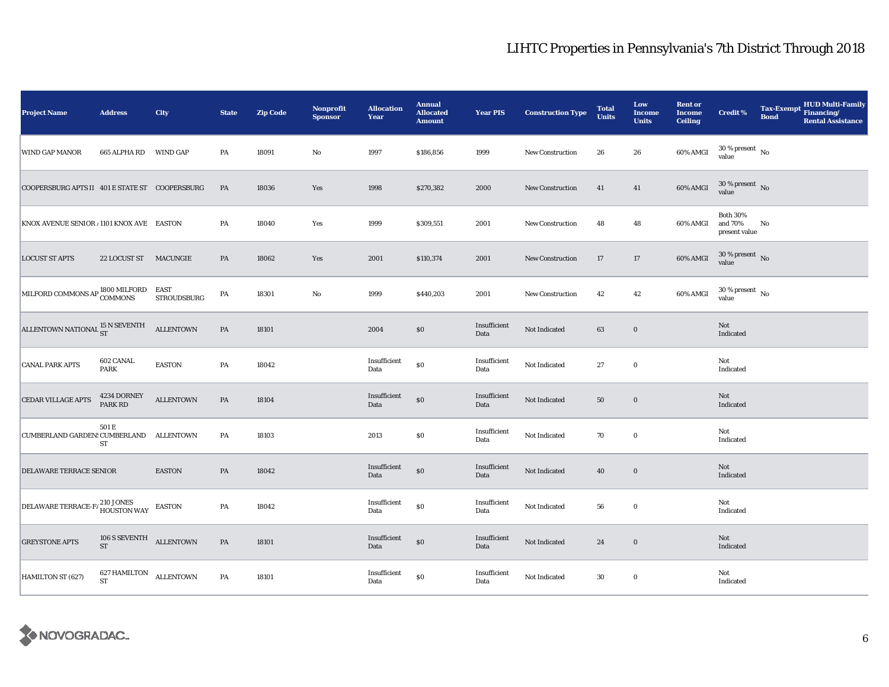# LIHTC Properties in Pennsylvania's 7th District Through 2018

| Project Name | Address | City | State | Zip Code | Nonprofit Sponsor | Allocation Year | Annual Allocated Amount | Year PIS | Construction Type | Total Units | Low Income Units | Rent or Income Ceiling | Credit % | Tax-Exempt Bond | HUD Multi-Family Financing/ Rental Assistance |
|---|---|---|---|---|---|---|---|---|---|---|---|---|---|---|---|
| WIND GAP MANOR | 665 ALPHA RD | WIND GAP | PA | 18091 | No | 1997 | $186,856 | 1999 | New Construction | 26 | 26 | 60% AMGI | 30 % present value | No | |
| COOPERSBURG APTS II | 401 E STATE ST | COOPERSBURG | PA | 18036 | Yes | 1998 | $270,382 | 2000 | New Construction | 41 | 41 | 60% AMGI | 30 % present value | No | |
| KNOX AVENUE SENIOR A | 1101 KNOX AVE | EASTON | PA | 18040 | Yes | 1999 | $309,551 | 2001 | New Construction | 48 | 48 | 60% AMGI | Both 30% and 70% present value | No | |
| LOCUST ST APTS | 22 LOCUST ST | MACUNGIE | PA | 18062 | Yes | 2001 | $110,374 | 2001 | New Construction | 17 | 17 | 60% AMGI | 30 % present value | No | |
| MILFORD COMMONS AP | 1800 MILFORD COMMONS | EAST STROUDSBURG | PA | 18301 | No | 1999 | $440,203 | 2001 | New Construction | 42 | 42 | 60% AMGI | 30 % present value | No | |
| ALLENTOWN NATIONAL | 15 N SEVENTH ST | ALLENTOWN | PA | 18101 | | 2004 | $0 | Insufficient Data | Not Indicated | 63 | 0 | | Not Indicated | | |
| CANAL PARK APTS | 602 CANAL PARK | EASTON | PA | 18042 | | Insufficient Data | $0 | Insufficient Data | Not Indicated | 27 | 0 | | Not Indicated | | |
| CEDAR VILLAGE APTS | 4234 DORNEY PARK RD | ALLENTOWN | PA | 18104 | | Insufficient Data | $0 | Insufficient Data | Not Indicated | 50 | 0 | | Not Indicated | | |
| CUMBERLAND GARDENS | 501 E CUMBERLAND ST | ALLENTOWN | PA | 18103 | | 2013 | $0 | Insufficient Data | Not Indicated | 70 | 0 | | Not Indicated | | |
| DELAWARE TERRACE SENIOR | | EASTON | PA | 18042 | | Insufficient Data | $0 | Insufficient Data | Not Indicated | 40 | 0 | | Not Indicated | | |
| DELAWARE TERRACE-FA | 210 JONES HOUSTON WAY | EASTON | PA | 18042 | | Insufficient Data | $0 | Insufficient Data | Not Indicated | 56 | 0 | | Not Indicated | | |
| GREYSTONE APTS | 106 S SEVENTH ST | ALLENTOWN | PA | 18101 | | Insufficient Data | $0 | Insufficient Data | Not Indicated | 24 | 0 | | Not Indicated | | |
| HAMILTON ST (627) | 627 HAMILTON ST | ALLENTOWN | PA | 18101 | | Insufficient Data | $0 | Insufficient Data | Not Indicated | 30 | 0 | | Not Indicated | | |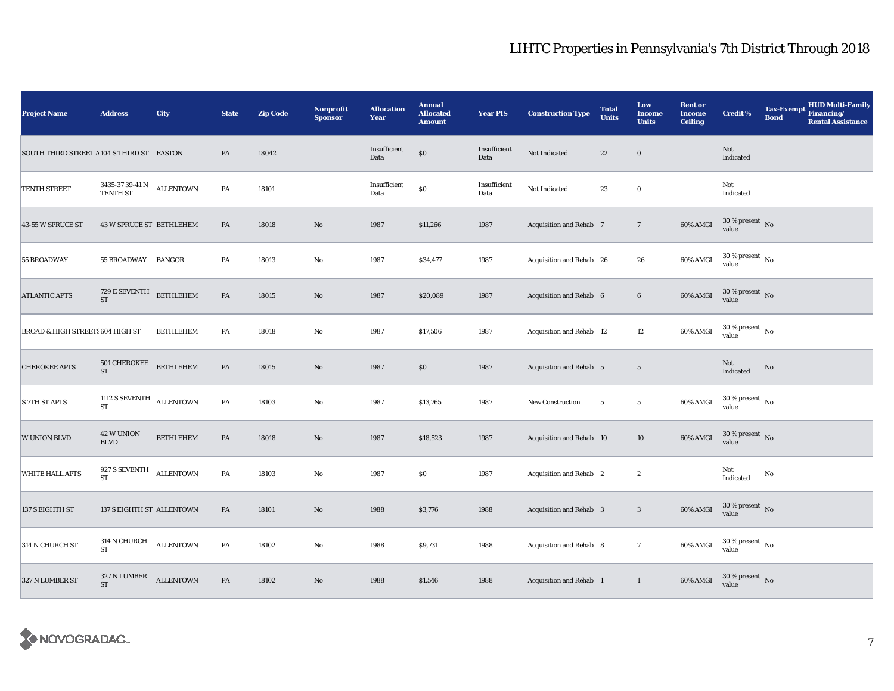# LIHTC Properties in Pennsylvania's 7th District Through 2018

| Project Name | Address | City | State | Zip Code | Nonprofit Sponsor | Allocation Year | Annual Allocated Amount | Year PIS | Construction Type | Total Units | Low Income Units | Rent or Income Ceiling | Credit % | Tax-Exempt Bond | HUD Multi-Family Financing/ Rental Assistance |
|---|---|---|---|---|---|---|---|---|---|---|---|---|---|---|---|
| SOUTH THIRD STREET A | 104 S THIRD ST | EASTON | PA | 18042 | | Insufficient Data | $0 | Insufficient Data | Not Indicated | 22 | 0 | | Not Indicated | | |
| TENTH STREET | 3435-37 39-41 N TENTH ST | ALLENTOWN | PA | 18101 | | Insufficient Data | $0 | Insufficient Data | Not Indicated | 23 | 0 | | Not Indicated | | |
| 43-55 W SPRUCE ST | 43 W SPRUCE ST | BETHLEHEM | PA | 18018 | No | 1987 | $11,266 | 1987 | Acquisition and Rehab | 7 | 7 | 60% AMGI | 30 % present value | No | |
| 55 BROADWAY | 55 BROADWAY | BANGOR | PA | 18013 | No | 1987 | $34,477 | 1987 | Acquisition and Rehab | 26 | 26 | 60% AMGI | 30 % present value | No | |
| ATLANTIC APTS | 729 E SEVENTH ST | BETHLEHEM | PA | 18015 | No | 1987 | $20,089 | 1987 | Acquisition and Rehab | 6 | 6 | 60% AMGI | 30 % present value | No | |
| BROAD & HIGH STREETS | 604 HIGH ST | BETHLEHEM | PA | 18018 | No | 1987 | $17,506 | 1987 | Acquisition and Rehab | 12 | 12 | 60% AMGI | 30 % present value | No | |
| CHEROKEE APTS | 501 CHEROKEE ST | BETHLEHEM | PA | 18015 | No | 1987 | $0 | 1987 | Acquisition and Rehab | 5 | 5 | | Not Indicated | No | |
| S 7TH ST APTS | 1112 S SEVENTH ST | ALLENTOWN | PA | 18103 | No | 1987 | $13,765 | 1987 | New Construction | 5 | 5 | 60% AMGI | 30 % present value | No | |
| W UNION BLVD | 42 W UNION BLVD | BETHLEHEM | PA | 18018 | No | 1987 | $18,523 | 1987 | Acquisition and Rehab | 10 | 10 | 60% AMGI | 30 % present value | No | |
| WHITE HALL APTS | 927 S SEVENTH ST | ALLENTOWN | PA | 18103 | No | 1987 | $0 | 1987 | Acquisition and Rehab | 2 | 2 | | Not Indicated | No | |
| 137 S EIGHTH ST | 137 S EIGHTH ST | ALLENTOWN | PA | 18101 | No | 1988 | $3,776 | 1988 | Acquisition and Rehab | 3 | 3 | 60% AMGI | 30 % present value | No | |
| 314 N CHURCH ST | 314 N CHURCH ST | ALLENTOWN | PA | 18102 | No | 1988 | $9,731 | 1988 | Acquisition and Rehab | 8 | 7 | 60% AMGI | 30 % present value | No | |
| 327 N LUMBER ST | 327 N LUMBER ST | ALLENTOWN | PA | 18102 | No | 1988 | $1,546 | 1988 | Acquisition and Rehab | 1 | 1 | 60% AMGI | 30 % present value | No | |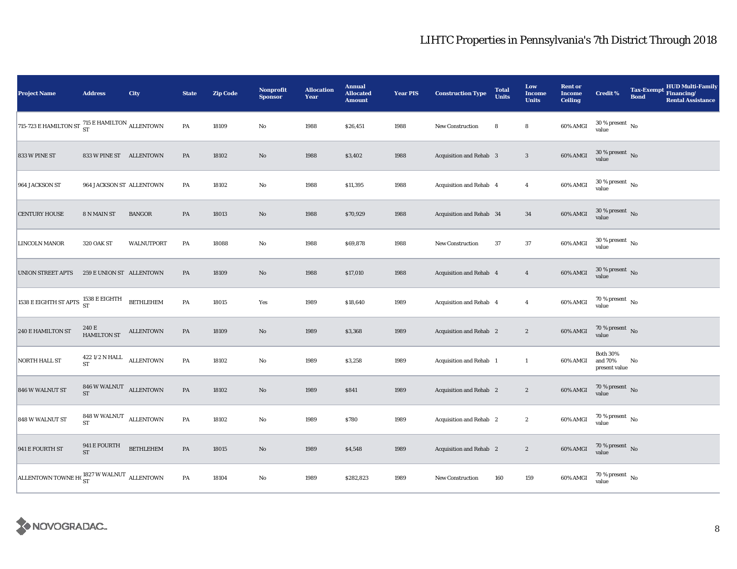# LIHTC Properties in Pennsylvania's 7th District Through 2018

| Project Name | Address | City | State | Zip Code | Nonprofit Sponsor | Allocation Year | Annual Allocated Amount | Year PIS | Construction Type | Total Units | Low Income Units | Rent or Income Ceiling | Credit % | Tax-Exempt Bond | HUD Multi-Family Financing/ Rental Assistance |
|---|---|---|---|---|---|---|---|---|---|---|---|---|---|---|---|
| 715-723 E HAMILTON ST | 715 E HAMILTON ST | ALLENTOWN | PA | 18109 | No | 1988 | $26,451 | 1988 | New Construction | 8 | 8 | 60% AMGI | 30 % present value | No | |
| 833 W PINE ST | 833 W PINE ST | ALLENTOWN | PA | 18102 | No | 1988 | $3,402 | 1988 | Acquisition and Rehab | 3 | 3 | 60% AMGI | 30 % present value | No | |
| 964 JACKSON ST | 964 JACKSON ST | ALLENTOWN | PA | 18102 | No | 1988 | $11,395 | 1988 | Acquisition and Rehab | 4 | 4 | 60% AMGI | 30 % present value | No | |
| CENTURY HOUSE | 8 N MAIN ST | BANGOR | PA | 18013 | No | 1988 | $70,929 | 1988 | Acquisition and Rehab | 34 | 34 | 60% AMGI | 30 % present value | No | |
| LINCOLN MANOR | 320 OAK ST | WALNUTPORT | PA | 18088 | No | 1988 | $69,878 | 1988 | New Construction | 37 | 37 | 60% AMGI | 30 % present value | No | |
| UNION STREET APTS | 259 E UNION ST | ALLENTOWN | PA | 18109 | No | 1988 | $17,010 | 1988 | Acquisition and Rehab | 4 | 4 | 60% AMGI | 30 % present value | No | |
| 1538 E EIGHTH ST APTS | 1538 E EIGHTH ST | BETHLEHEM | PA | 18015 | Yes | 1989 | $18,640 | 1989 | Acquisition and Rehab | 4 | 4 | 60% AMGI | 70 % present value | No | |
| 240 E HAMILTON ST | 240 E HAMILTON ST | ALLENTOWN | PA | 18109 | No | 1989 | $3,368 | 1989 | Acquisition and Rehab | 2 | 2 | 60% AMGI | 70 % present value | No | |
| NORTH HALL ST | 422 1/2 N HALL ST | ALLENTOWN | PA | 18102 | No | 1989 | $3,258 | 1989 | Acquisition and Rehab | 1 | 1 | 60% AMGI | Both 30% and 70% present value | No | |
| 846 W WALNUT ST | 846 W WALNUT ST | ALLENTOWN | PA | 18102 | No | 1989 | $841 | 1989 | Acquisition and Rehab | 2 | 2 | 60% AMGI | 70 % present value | No | |
| 848 W WALNUT ST | 848 W WALNUT ST | ALLENTOWN | PA | 18102 | No | 1989 | $780 | 1989 | Acquisition and Rehab | 2 | 2 | 60% AMGI | 70 % present value | No | |
| 941 E FOURTH ST | 941 E FOURTH ST | BETHLEHEM | PA | 18015 | No | 1989 | $4,548 | 1989 | Acquisition and Rehab | 2 | 2 | 60% AMGI | 70 % present value | No | |
| ALLENTOWN TOWNE HO | 1827 W WALNUT ST | ALLENTOWN | PA | 18104 | No | 1989 | $282,823 | 1989 | New Construction | 160 | 159 | 60% AMGI | 70 % present value | No | |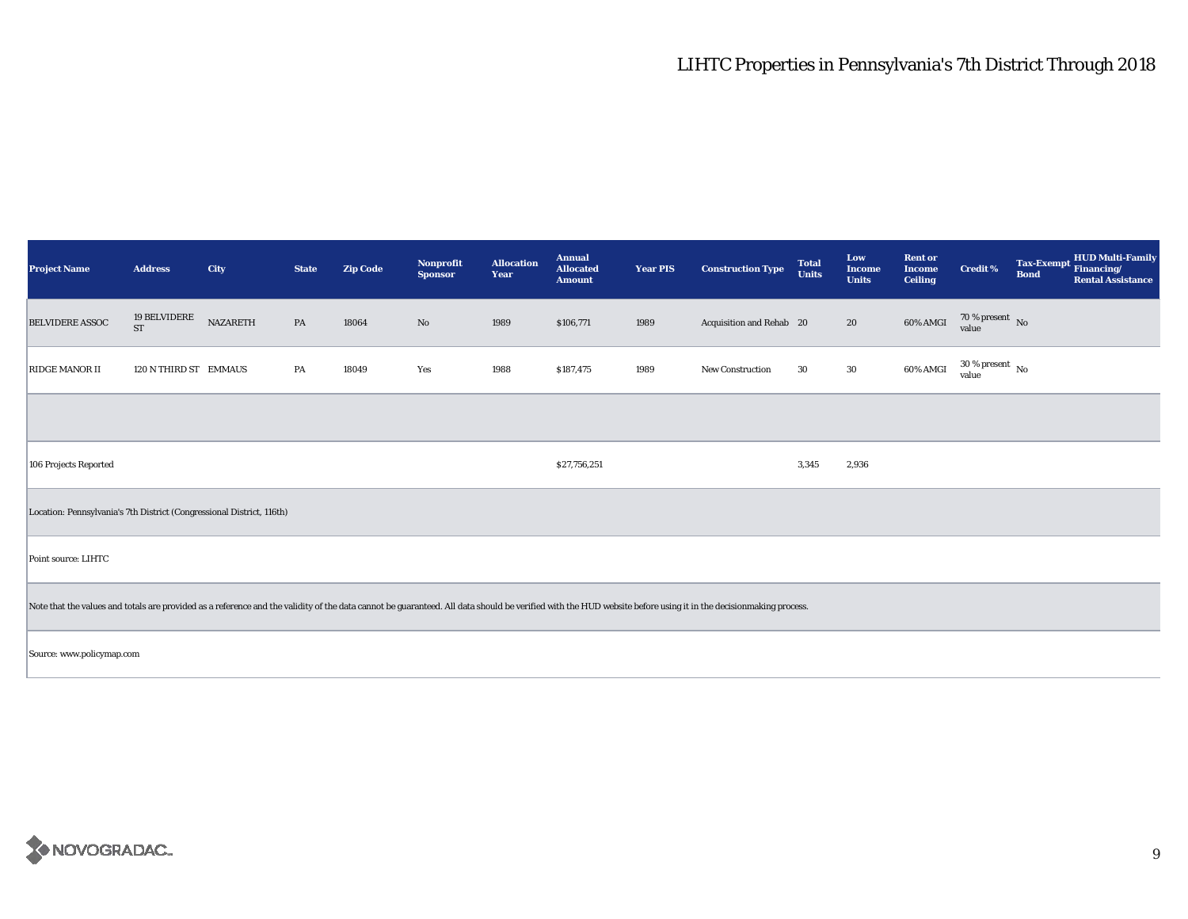# LIHTC Properties in Pennsylvania's 7th District Through 2018

| Project Name | Address | City | State | Zip Code | Nonprofit Sponsor | Allocation Year | Annual Allocated Amount | Year PIS | Construction Type | Total Units | Low Income Units | Rent or Income Ceiling | Credit % | Tax-Exempt Bond | HUD Multi-Family Financing/ Rental Assistance |
|---|---|---|---|---|---|---|---|---|---|---|---|---|---|---|---|
| BELVIDERE ASSOC | 19 BELVIDERE ST | NAZARETH | PA | 18064 | No | 1989 | $106,771 | 1989 | Acquisition and Rehab | 20 | 20 | 60% AMGI | 70 % present value | No | |
| RIDGE MANOR II | 120 N THIRD ST | EMMAUS | PA | 18049 | Yes | 1988 | $187,475 | 1989 | New Construction | 30 | 30 | 60% AMGI | 30 % present value | No | |
| | | | | | | | | | | | | | | | |
| 106 Projects Reported | | | | | | | $27,756,251 | | | 3,345 | 2,936 | | | | |

Location: Pennsylvania's 7th District (Congressional District, 116th)

Point source: LIHTC

Note that the values and totals are provided as a reference and the validity of the data cannot be guaranteed. All data should be verified with the HUD website before using it in the decisionmaking process.

Source: www.policymap.com